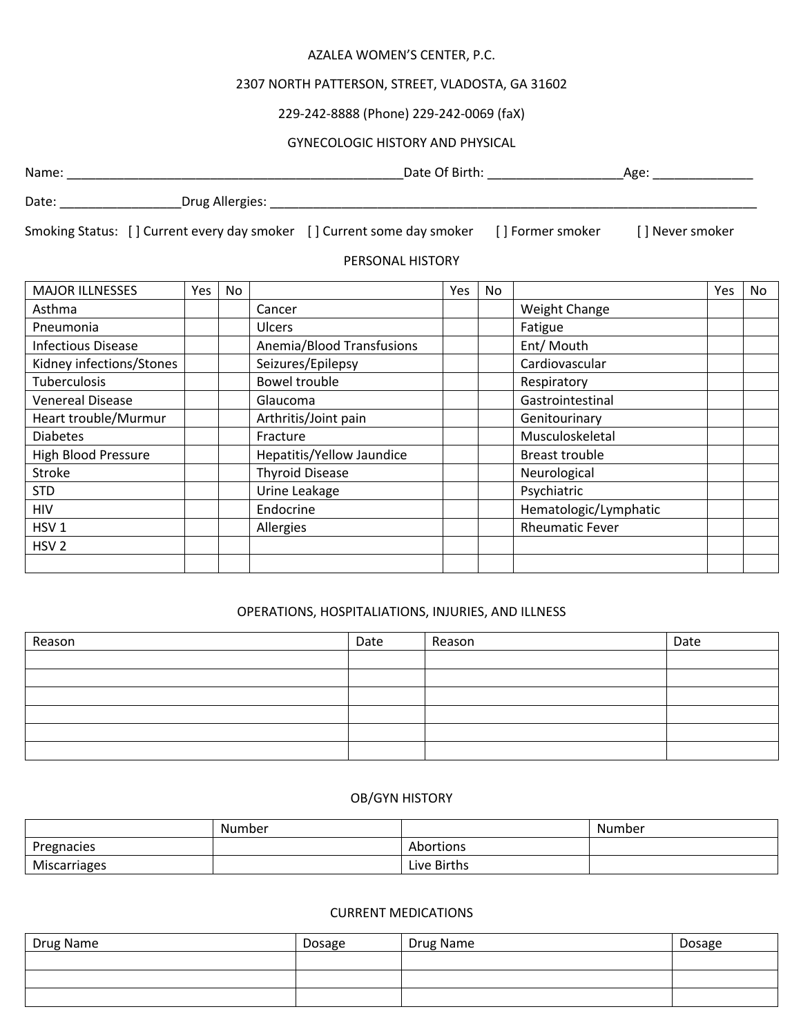AZALEA WOMEN'S CENTER, P.C.

2307 NORTH PATTERSON, STREET, VLADOSTA, GA 31602

229-242-8888 (Phone) 229-242-0069 (faX)

GYNECOLOGIC HISTORY AND PHYSICAL

Name: _______________________________________________Date Of Birth: __________________Age: ______________

Date: ________________Drug Allergies: _______________________________________________________________________

Smoking Status: [ ] Current every day smoker [ ] Current some day smoker [ ] Former smoker [ ] Never smoker

PERSONAL HISTORY

| MAJOR ILLNESSES | Yes | No | | Yes | No | | Yes | No |
|---|---|---|---|---|---|---|---|---|
| Asthma | | | Cancer | | | Weight Change | | |
| Pneumonia | | | Ulcers | | | Fatigue | | |
| Infectious Disease | | | Anemia/Blood Transfusions | | | Ent/ Mouth | | |
| Kidney infections/Stones | | | Seizures/Epilepsy | | | Cardiovascular | | |
| Tuberculosis | | | Bowel trouble | | | Respiratory | | |
| Venereal Disease | | | Glaucoma | | | Gastrointestinal | | |
| Heart trouble/Murmur | | | Arthritis/Joint pain | | | Genitourinary | | |
| Diabetes | | | Fracture | | | Musculoskeletal | | |
| High Blood Pressure | | | Hepatitis/Yellow Jaundice | | | Breast trouble | | |
| Stroke | | | Thyroid Disease | | | Neurological | | |
| STD | | | Urine Leakage | | | Psychiatric | | |
| HIV | | | Endocrine | | | Hematologic/Lymphatic | | |
| HSV 1 | | | Allergies | | | Rheumatic Fever | | |
| HSV 2 | | | | | | | | |
| | | | | | | | | |

OPERATIONS, HOSPITALIATIONS, INJURIES, AND ILLNESS

| Reason | Date | Reason | Date |
|---|---|---|---|
| | | | |
| | | | |
| | | | |
| | | | |
| | | | |
| | | | |

OB/GYN HISTORY

| | Number | | Number |
|---|---|---|---|
| Pregnacies | | Abortions | |
| Miscarriages | | Live Births | |

CURRENT MEDICATIONS

| Drug Name | Dosage | Drug Name | Dosage |
|---|---|---|---|
| | | | |
| | | | |
| | | | |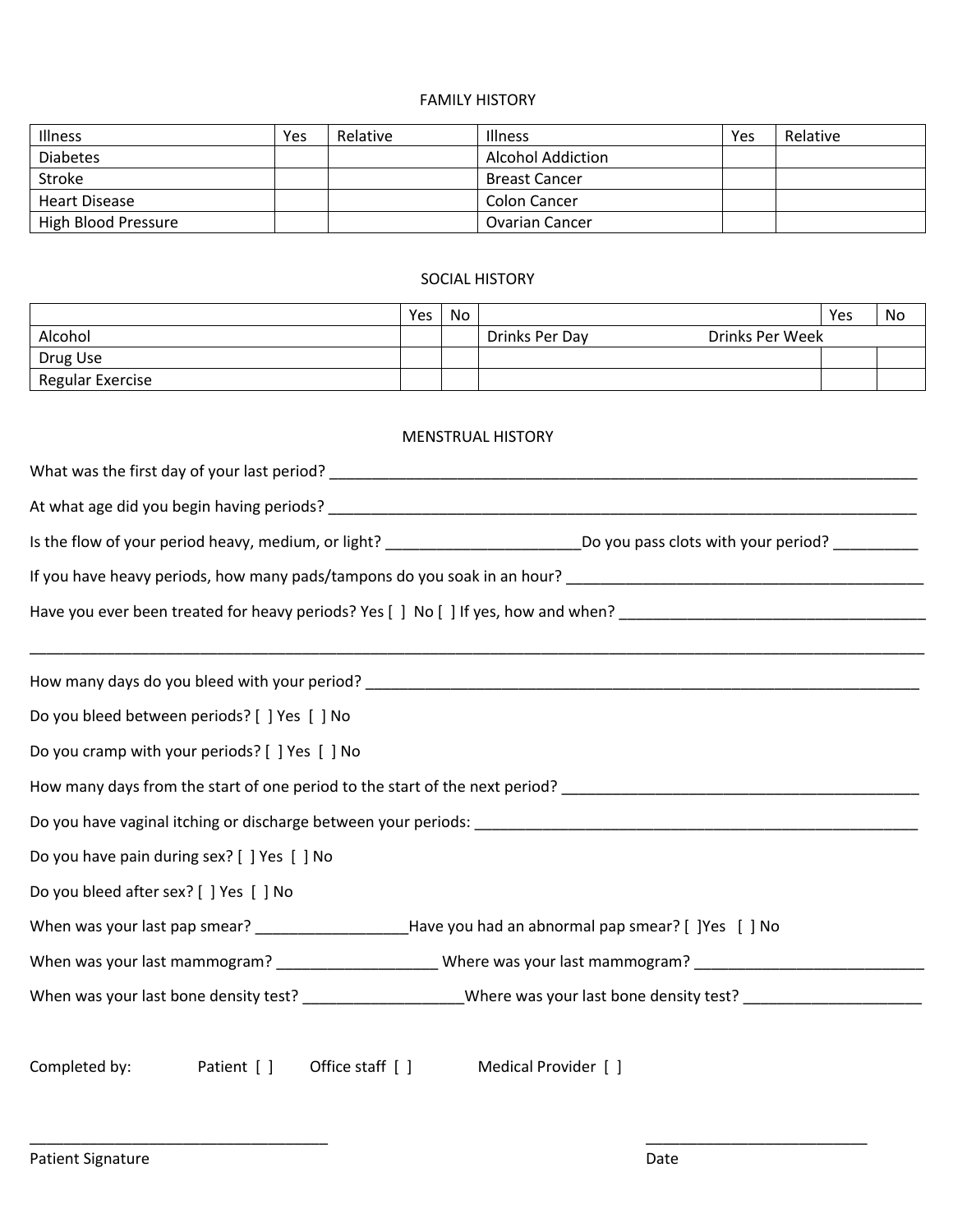## FAMILY HISTORY

| Illness | Yes | Relative | Illness | Yes | Relative |
|---|---|---|---|---|---|
| Diabetes | | | Alcohol Addiction | | |
| Stroke | | | Breast Cancer | | |
| Heart Disease | | | Colon Cancer | | |
| High Blood Pressure | | | Ovarian Cancer | | |

## SOCIAL HISTORY

| | Yes | No | | Yes | No |
|---|---|---|---|---|---|
| Alcohol | | | Drinks Per Day Drinks Per Week | | |
| Drug Use | | | | | |
| Regular Exercise | | | | | |

## MENSTRUAL HISTORY

What was the first day of your last period? ___________________________________________________________________________

At what age did you begin having periods? ___________________________________________________________________________

Is the flow of your period heavy, medium, or light? ________________________Do you pass clots with your period? __________

If you have heavy periods, how many pads/tampons do you soak in an hour? ____________________________________________

Have you ever been treated for heavy periods? Yes [ ] No [ ] If yes, how and when? ______________________________________

___________________________________________________________________________________________________________

How many days do you bleed with your period? ______________________________________________________________________

Do you bleed between periods? [ ] Yes [ ] No

Do you cramp with your periods? [ ] Yes [ ] No

How many days from the start of one period to the start of the next period? ____________________________________________

Do you have vaginal itching or discharge between your periods: ________________________________________________________

Do you have pain during sex? [ ] Yes [ ] No

Do you bleed after sex? [ ] Yes [ ] No

When was your last pap smear? __________________Have you had an abnormal pap smear? [ ]Yes [ ] No

When was your last mammogram? ___________________ Where was your last mammogram? ____________________________

When was your last bone density test? ___________________Where was your last bone density test? ______________________

Completed by: Patient [ ] Office staff [ ] Medical Provider [ ]

____________________________________ ___________________________

Patient Signature Date